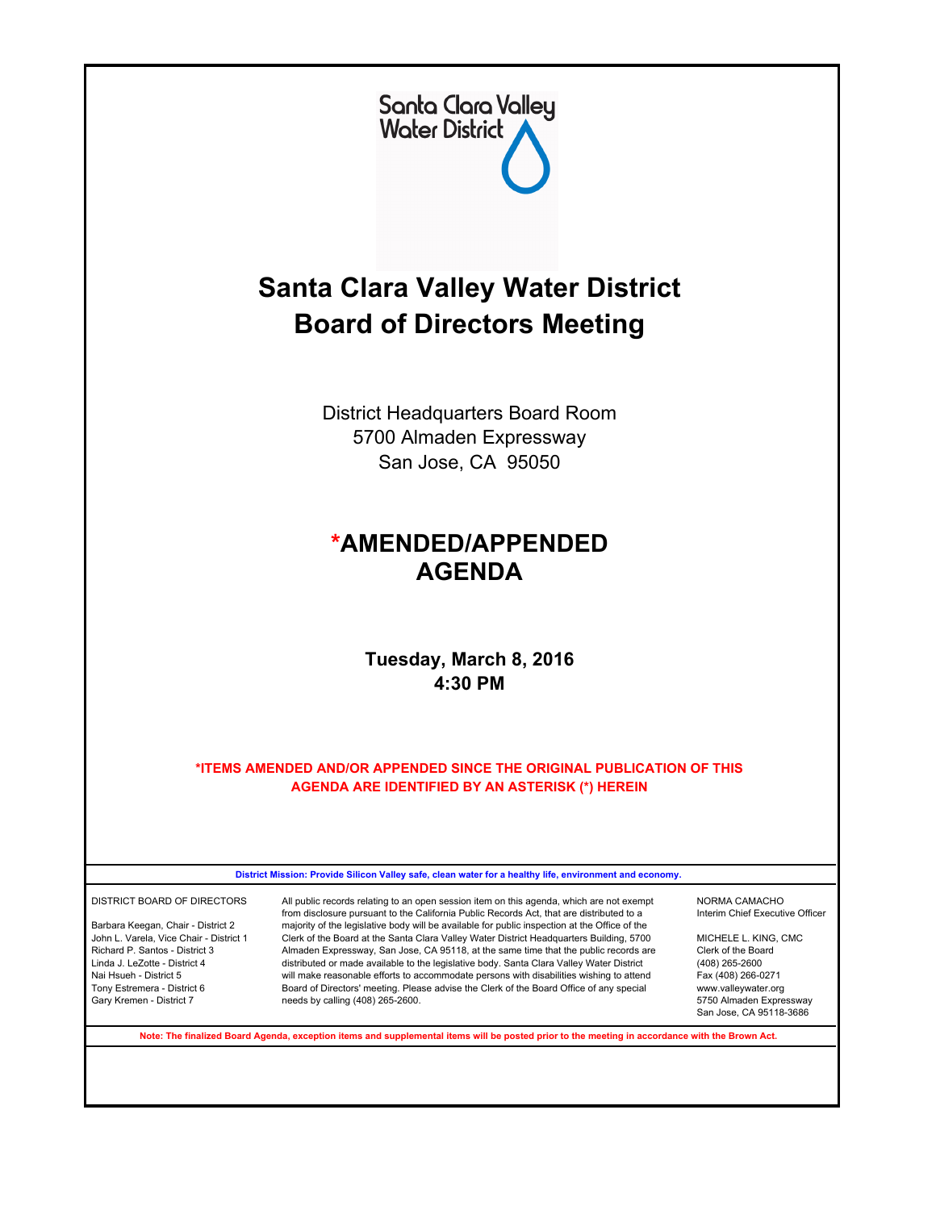Santa Clara Valley Water District

# Santa Clara Valley Water District Board of Directors Meeting

District Headquarters Board Room
5700 Almaden Expressway
San Jose, CA 95050

## *AMENDED/APPENDED AGENDA

**Tuesday, March 8, 2016**
**4:30 PM**

**\*ITEMS AMENDED AND/OR APPENDED SINCE THE ORIGINAL PUBLICATION OF THIS AGENDA ARE IDENTIFIED BY AN ASTERISK (\*) HEREIN**

**District Mission: Provide Silicon Valley safe, clean water for a healthy life, environment and economy.**

DISTRICT BOARD OF DIRECTORS

Barbara Keegan, Chair - District 2
John L. Varela, Vice Chair - District 1
Richard P. Santos - District 3
Linda J. LeZotte - District 4
Nai Hsueh - District 5
Tony Estremera - District 6
Gary Kremen - District 7

All public records relating to an open session item on this agenda, which are not exempt from disclosure pursuant to the California Public Records Act, that are distributed to a majority of the legislative body will be available for public inspection at the Office of the Clerk of the Board at the Santa Clara Valley Water District Headquarters Building, 5700 Almaden Expressway, San Jose, CA 95118, at the same time that the public records are distributed or made available to the legislative body. Santa Clara Valley Water District will make reasonable efforts to accommodate persons with disabilities wishing to attend Board of Directors' meeting. Please advise the Clerk of the Board Office of any special needs by calling (408) 265-2600.

NORMA CAMACHO
Interim Chief Executive Officer

MICHELE L. KING, CMC
Clerk of the Board
(408) 265-2600
Fax (408) 266-0271
www.valleywater.org
5750 Almaden Expressway
San Jose, CA 95118-3686

**Note: The finalized Board Agenda, exception items and supplemental items will be posted prior to the meeting in accordance with the Brown Act.**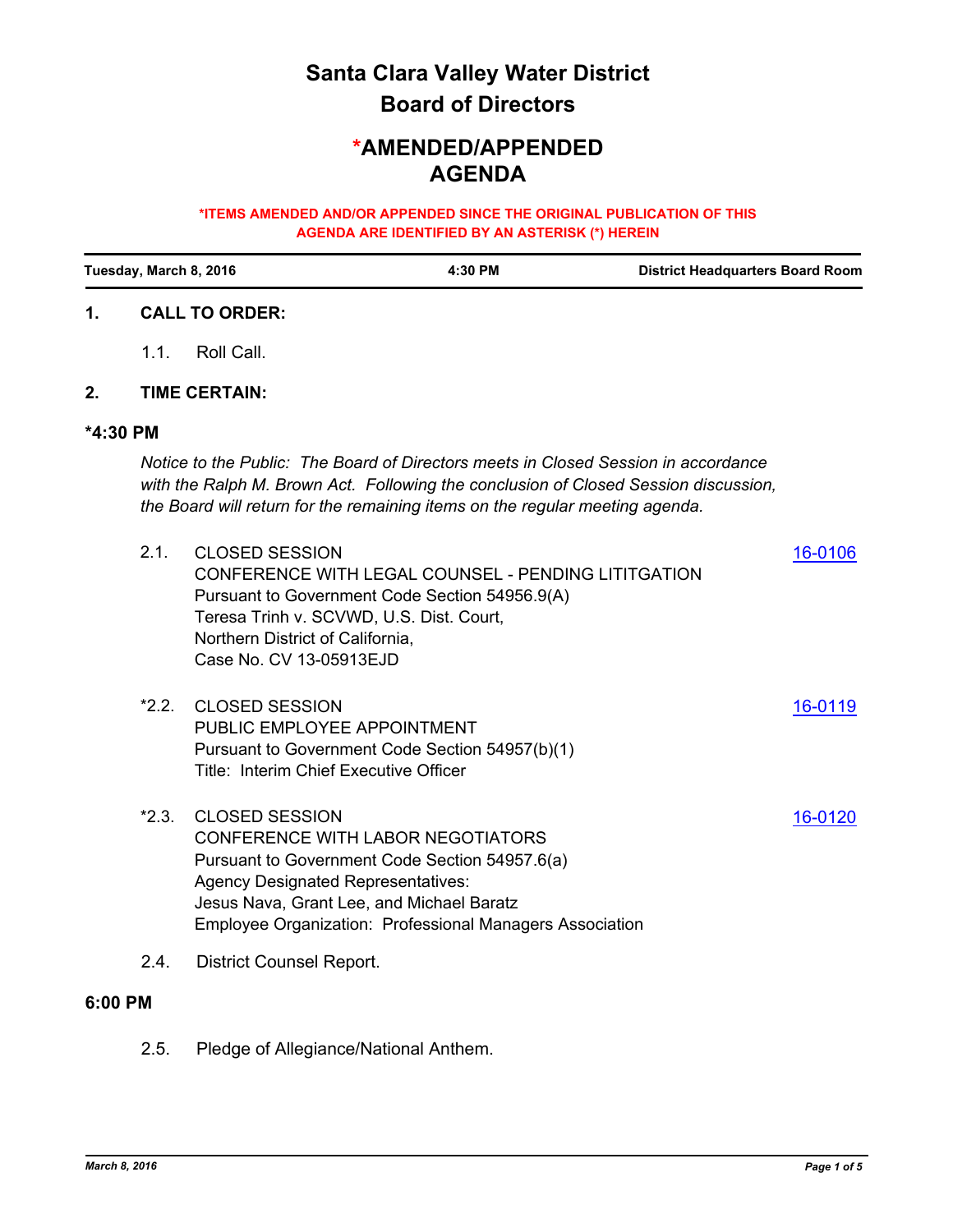# Santa Clara Valley Water District
# Board of Directors

## *AMENDED/APPENDED AGENDA

**\*ITEMS AMENDED AND/OR APPENDED SINCE THE ORIGINAL PUBLICATION OF THIS AGENDA ARE IDENTIFIED BY AN ASTERISK (*) HEREIN**

| Tuesday, March 8, 2016 | 4:30 PM | District Headquarters Board Room |
|---|---|---|

### 1. CALL TO ORDER:

1.1. Roll Call.

### 2. TIME CERTAIN:

### *4:30 PM

*Notice to the Public: The Board of Directors meets in Closed Session in accordance with the Ralph M. Brown Act. Following the conclusion of Closed Session discussion, the Board will return for the remaining items on the regular meeting agenda.*

2.1. CLOSED SESSION
CONFERENCE WITH LEGAL COUNSEL - PENDING LITITGATION
Pursuant to Government Code Section 54956.9(A)
Teresa Trinh v. SCVWD, U.S. Dist. Court,
Northern District of California,
Case No. CV 13-05913EJD
16-0106

*2.2. CLOSED SESSION
PUBLIC EMPLOYEE APPOINTMENT
Pursuant to Government Code Section 54957(b)(1)
Title: Interim Chief Executive Officer
16-0119

*2.3. CLOSED SESSION
CONFERENCE WITH LABOR NEGOTIATORS
Pursuant to Government Code Section 54957.6(a)
Agency Designated Representatives:
Jesus Nava, Grant Lee, and Michael Baratz
Employee Organization: Professional Managers Association
16-0120

2.4. District Counsel Report.

### 6:00 PM

2.5. Pledge of Allegiance/National Anthem.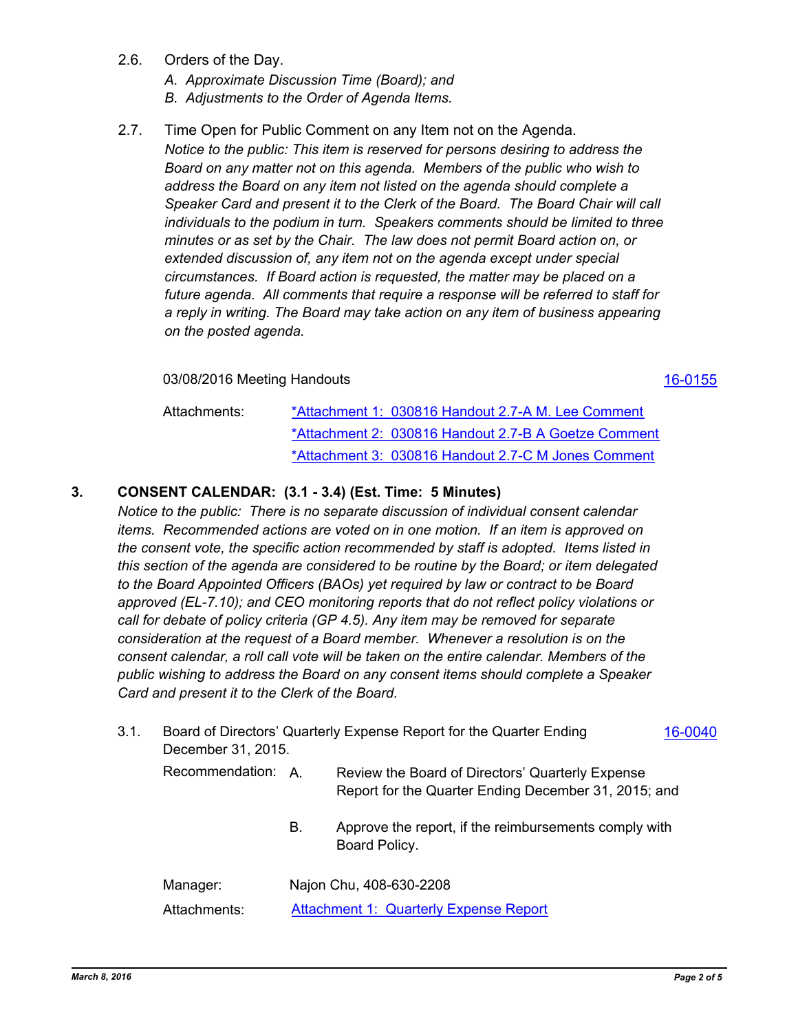2.6. Orders of the Day.

*A. Approximate Discussion Time (Board); and*

*B. Adjustments to the Order of Agenda Items.*

2.7. Time Open for Public Comment on any Item not on the Agenda.

*Notice to the public: This item is reserved for persons desiring to address the Board on any matter not on this agenda. Members of the public who wish to address the Board on any item not listed on the agenda should complete a Speaker Card and present it to the Clerk of the Board. The Board Chair will call individuals to the podium in turn. Speakers comments should be limited to three minutes or as set by the Chair. The law does not permit Board action on, or extended discussion of, any item not on the agenda except under special circumstances. If Board action is requested, the matter may be placed on a future agenda. All comments that require a response will be referred to staff for a reply in writing. The Board may take action on any item of business appearing on the posted agenda.*

03/08/2016 Meeting Handouts — 16-0155

Attachments:
- *Attachment 1: 030816 Handout 2.7-A M. Lee Comment
- *Attachment 2: 030816 Handout 2.7-B A Goetze Comment
- *Attachment 3: 030816 Handout 2.7-C M Jones Comment

## 3. CONSENT CALENDAR: (3.1 - 3.4) (Est. Time: 5 Minutes)

*Notice to the public: There is no separate discussion of individual consent calendar items. Recommended actions are voted on in one motion. If an item is approved on the consent vote, the specific action recommended by staff is adopted. Items listed in this section of the agenda are considered to be routine by the Board; or item delegated to the Board Appointed Officers (BAOs) yet required by law or contract to be Board approved (EL-7.10); and CEO monitoring reports that do not reflect policy violations or call for debate of policy criteria (GP 4.5). Any item may be removed for separate consideration at the request of a Board member. Whenever a resolution is on the consent calendar, a roll call vote will be taken on the entire calendar. Members of the public wishing to address the Board on any consent items should complete a Speaker Card and present it to the Clerk of the Board.*

3.1. Board of Directors' Quarterly Expense Report for the Quarter Ending December 31, 2015. — 16-0040

Recommendation:

A. Review the Board of Directors' Quarterly Expense Report for the Quarter Ending December 31, 2015; and

B. Approve the report, if the reimbursements comply with Board Policy.

Manager: Najon Chu, 408-630-2208

Attachments: Attachment 1: Quarterly Expense Report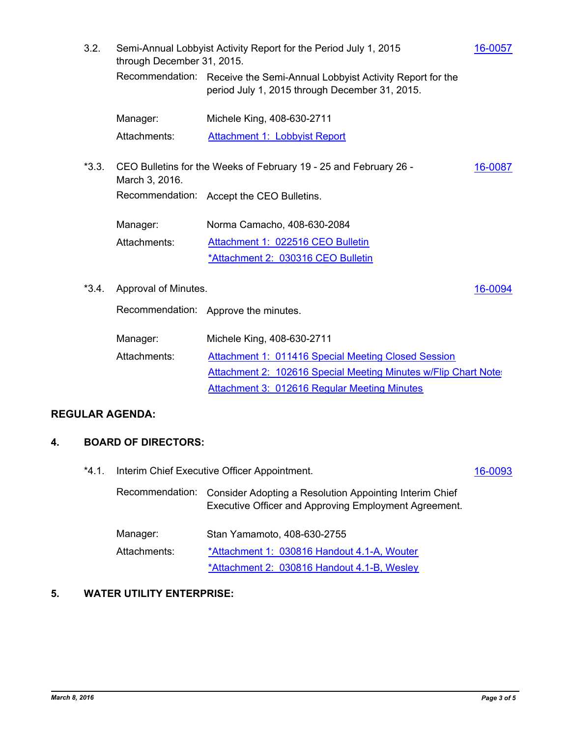3.2. Semi-Annual Lobbyist Activity Report for the Period July 1, 2015 through December 31, 2015. 16-0057

Recommendation: Receive the Semi-Annual Lobbyist Activity Report for the period July 1, 2015 through December 31, 2015.

Manager: Michele King, 408-630-2711

Attachments: Attachment 1: Lobbyist Report

*3.3. CEO Bulletins for the Weeks of February 19 - 25 and February 26 - March 3, 2016. 16-0087

Recommendation: Accept the CEO Bulletins.

Manager: Norma Camacho, 408-630-2084

Attachments: Attachment 1: 022516 CEO Bulletin
*Attachment 2: 030316 CEO Bulletin

*3.4. Approval of Minutes. 16-0094

Recommendation: Approve the minutes.

Manager: Michele King, 408-630-2711

Attachments: Attachment 1: 011416 Special Meeting Closed Session
Attachment 2: 102616 Special Meeting Minutes w/Flip Chart Notes
Attachment 3: 012616 Regular Meeting Minutes

## REGULAR AGENDA:

### 4. BOARD OF DIRECTORS:

*4.1. Interim Chief Executive Officer Appointment. 16-0093

Recommendation: Consider Adopting a Resolution Appointing Interim Chief Executive Officer and Approving Employment Agreement.

Manager: Stan Yamamoto, 408-630-2755

Attachments: *Attachment 1: 030816 Handout 4.1-A, Wouter
*Attachment 2: 030816 Handout 4.1-B, Wesley

### 5. WATER UTILITY ENTERPRISE: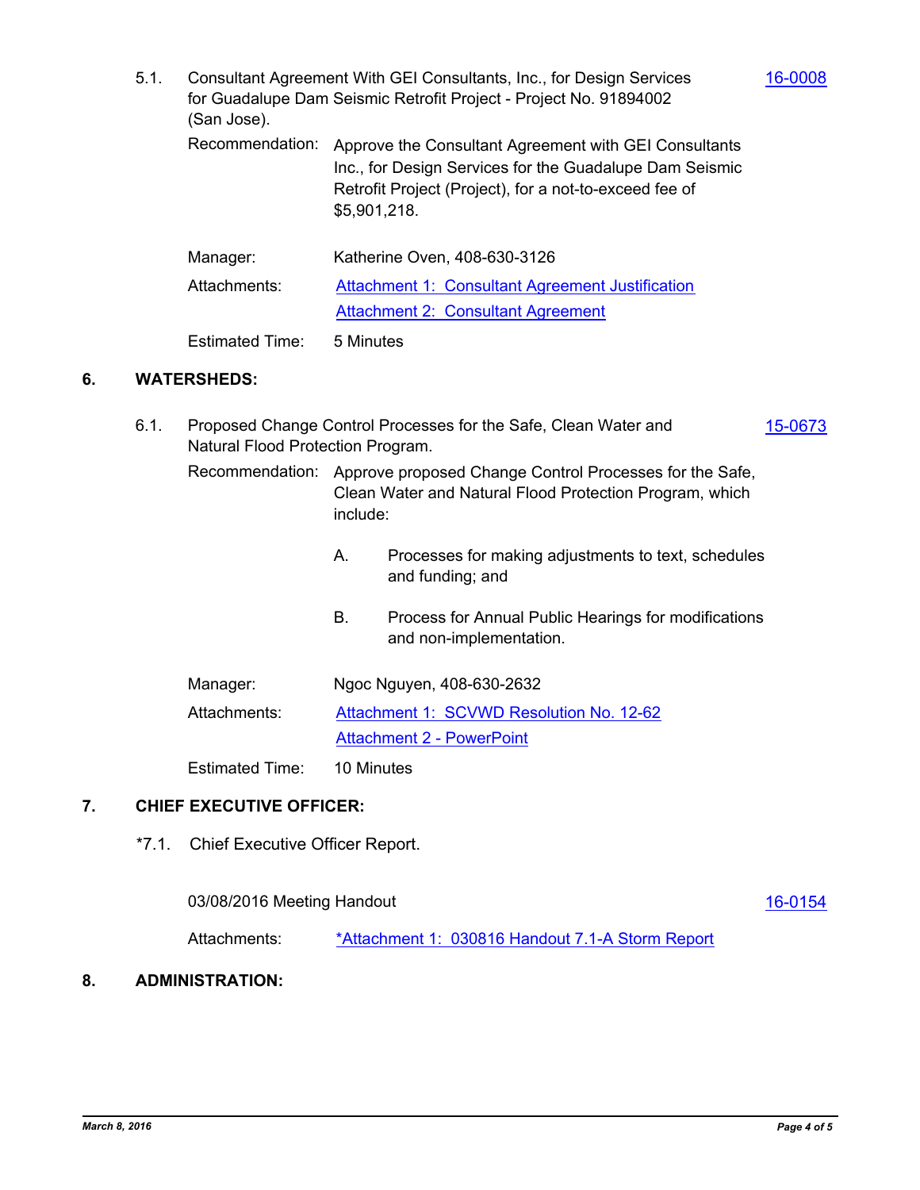5.1. Consultant Agreement With GEI Consultants, Inc., for Design Services for Guadalupe Dam Seismic Retrofit Project - Project No. 91894002 (San Jose). 16-0008

Recommendation: Approve the Consultant Agreement with GEI Consultants Inc., for Design Services for the Guadalupe Dam Seismic Retrofit Project (Project), for a not-to-exceed fee of $5,901,218.

Manager: Katherine Oven, 408-630-3126

Attachments: Attachment 1: Consultant Agreement Justification
Attachment 2: Consultant Agreement

Estimated Time: 5 Minutes

## 6. WATERSHEDS:

6.1. Proposed Change Control Processes for the Safe, Clean Water and Natural Flood Protection Program. 15-0673

Recommendation: Approve proposed Change Control Processes for the Safe, Clean Water and Natural Flood Protection Program, which include:

A. Processes for making adjustments to text, schedules and funding; and

B. Process for Annual Public Hearings for modifications and non-implementation.

Manager: Ngoc Nguyen, 408-630-2632

Attachments: Attachment 1: SCVWD Resolution No. 12-62
Attachment 2 - PowerPoint

Estimated Time: 10 Minutes

## 7. CHIEF EXECUTIVE OFFICER:

*7.1. Chief Executive Officer Report.

03/08/2016 Meeting Handout 16-0154

Attachments: *Attachment 1: 030816 Handout 7.1-A Storm Report

## 8. ADMINISTRATION: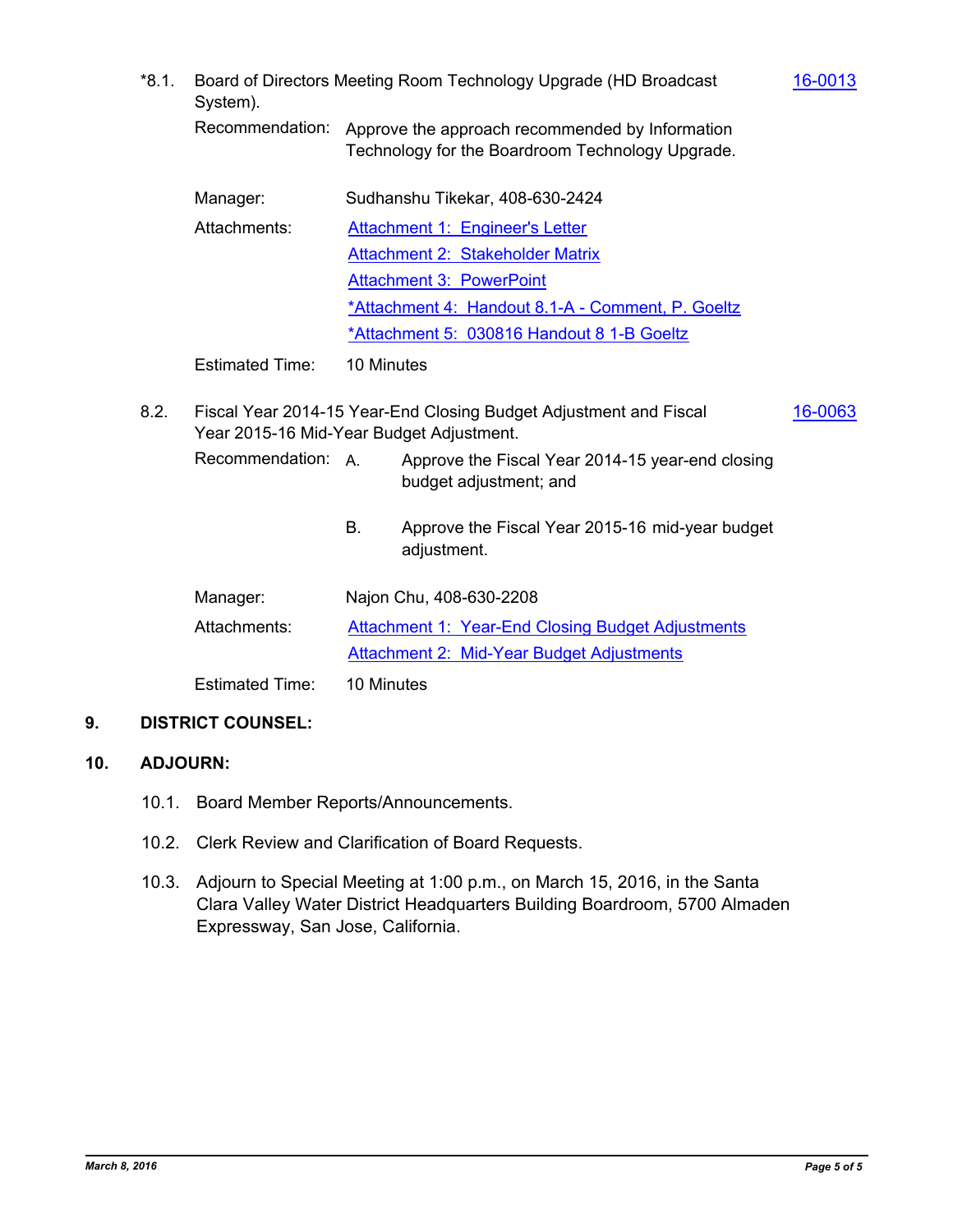*8.1. Board of Directors Meeting Room Technology Upgrade (HD Broadcast System). 16-0013

Recommendation: Approve the approach recommended by Information Technology for the Boardroom Technology Upgrade.

Manager: Sudhanshu Tikekar, 408-630-2424

Attachments: Attachment 1: Engineer's Letter
Attachment 2: Stakeholder Matrix
Attachment 3: PowerPoint
*Attachment 4: Handout 8.1-A - Comment, P. Goeltz
*Attachment 5: 030816 Handout 8 1-B Goeltz

Estimated Time: 10 Minutes

8.2. Fiscal Year 2014-15 Year-End Closing Budget Adjustment and Fiscal Year 2015-16 Mid-Year Budget Adjustment. 16-0063

Recommendation:
A. Approve the Fiscal Year 2014-15 year-end closing budget adjustment; and

B. Approve the Fiscal Year 2015-16 mid-year budget adjustment.

Manager: Najon Chu, 408-630-2208

Attachments: Attachment 1: Year-End Closing Budget Adjustments
Attachment 2: Mid-Year Budget Adjustments

Estimated Time: 10 Minutes

## 9. DISTRICT COUNSEL:

## 10. ADJOURN:

10.1. Board Member Reports/Announcements.

10.2. Clerk Review and Clarification of Board Requests.

10.3. Adjourn to Special Meeting at 1:00 p.m., on March 15, 2016, in the Santa Clara Valley Water District Headquarters Building Boardroom, 5700 Almaden Expressway, San Jose, California.